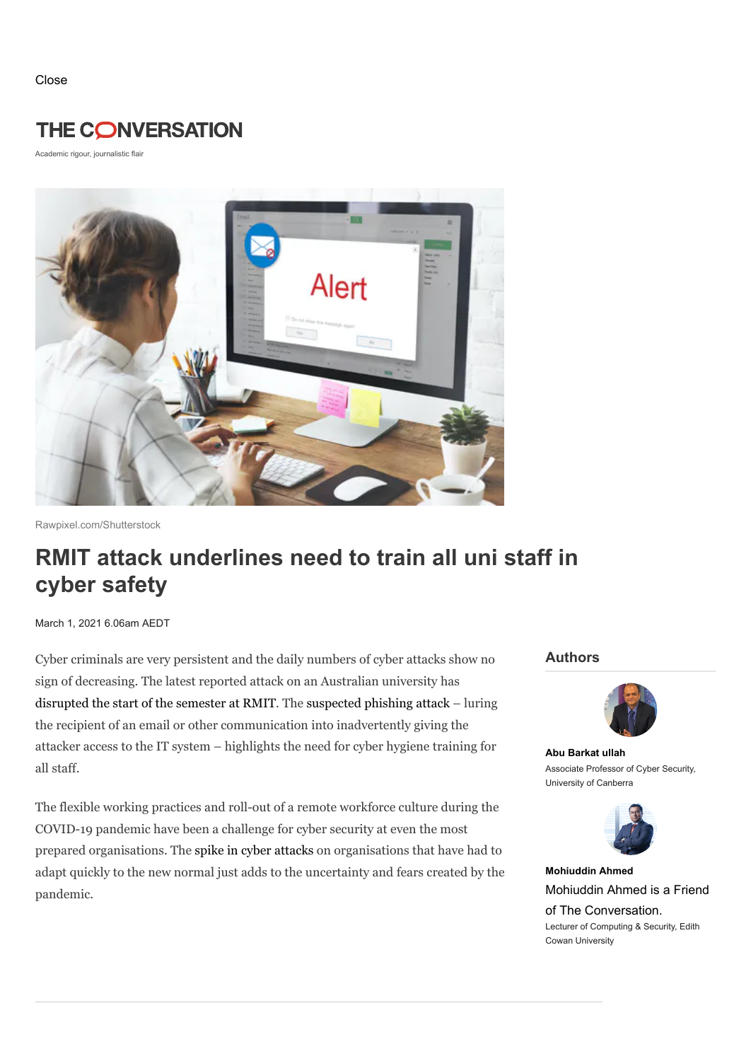Close

THE CONVERSATION

Academic rigour, journalistic flair

Rawpixel.com/Shutterstock

# RMIT attack underlines need to train all uni staff in cyber safety

March 1, 2021 6.06am AEDT

Cyber criminals are very persistent and the daily numbers of cyber attacks show no sign of decreasing. The latest reported attack on an Australian university has disrupted the start of the semester at RMIT. The suspected phishing attack – luring the recipient of an email or other communication into inadvertently giving the attacker access to the IT system – highlights the need for cyber hygiene training for all staff.

The flexible working practices and roll-out of a remote workforce culture during the COVID-19 pandemic have been a challenge for cyber security at even the most prepared organisations. The spike in cyber attacks on organisations that have had to adapt quickly to the new normal just adds to the uncertainty and fears created by the pandemic.

## Authors

**Abu Barkat ullah**

Associate Professor of Cyber Security, University of Canberra

**Mohiuddin Ahmed**

Mohiuddin Ahmed is a Friend of The Conversation.

Lecturer of Computing & Security, Edith Cowan University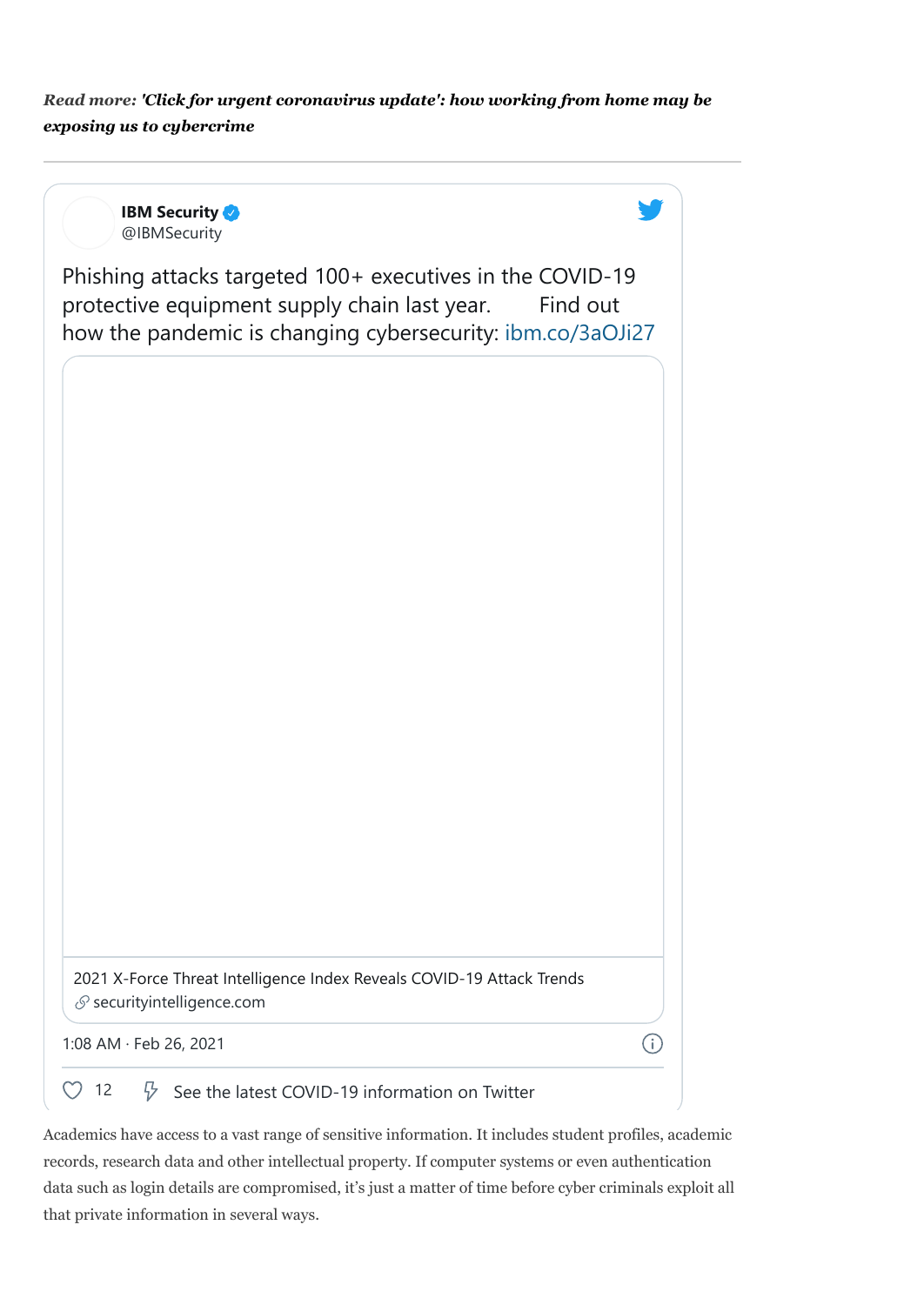***Read more: 'Click for urgent coronavirus update': how working from home may be exposing us to cybercrime***

---

**IBM Security**
@IBMSecurity

Phishing attacks targeted 100+ executives in the COVID-19 protective equipment supply chain last year. Find out how the pandemic is changing cybersecurity: ibm.co/3aOJi27

2021 X-Force Threat Intelligence Index Reveals COVID-19 Attack Trends
securityintelligence.com

1:08 AM · Feb 26, 2021

12 See the latest COVID-19 information on Twitter

Academics have access to a vast range of sensitive information. It includes student profiles, academic records, research data and other intellectual property. If computer systems or even authentication data such as login details are compromised, it's just a matter of time before cyber criminals exploit all that private information in several ways.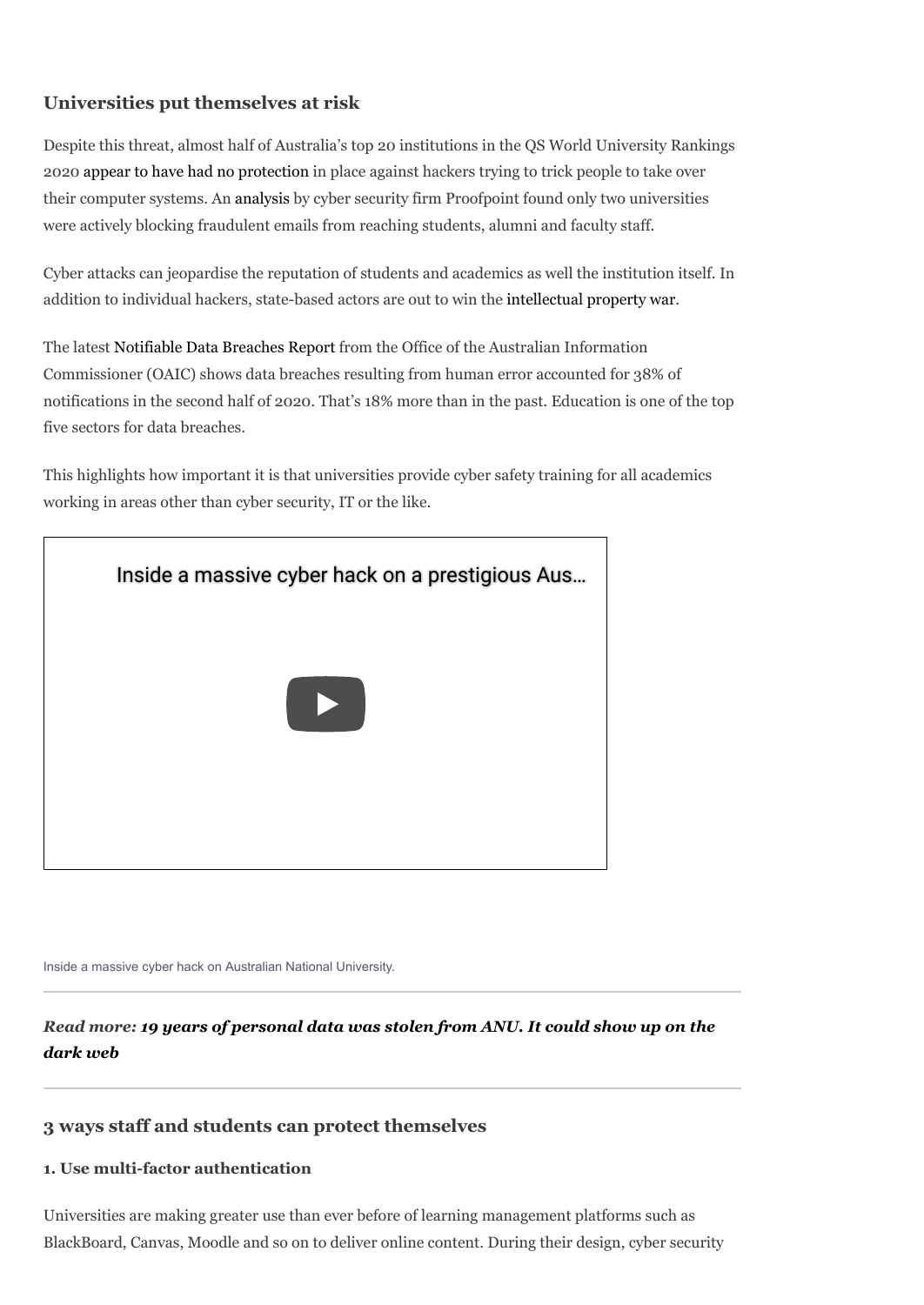## Universities put themselves at risk

Despite this threat, almost half of Australia's top 20 institutions in the QS World University Rankings 2020 appear to have had no protection in place against hackers trying to trick people to take over their computer systems. An analysis by cyber security firm Proofpoint found only two universities were actively blocking fraudulent emails from reaching students, alumni and faculty staff.

Cyber attacks can jeopardise the reputation of students and academics as well the institution itself. In addition to individual hackers, state-based actors are out to win the intellectual property war.

The latest Notifiable Data Breaches Report from the Office of the Australian Information Commissioner (OAIC) shows data breaches resulting from human error accounted for 38% of notifications in the second half of 2020. That's 18% more than in the past. Education is one of the top five sectors for data breaches.

This highlights how important it is that universities provide cyber safety training for all academics working in areas other than cyber security, IT or the like.

Inside a massive cyber hack on a prestigious Aus…

Inside a massive cyber hack on Australian National University.

***Read more:*** ***19 years of personal data was stolen from ANU. It could show up on the dark web***

## 3 ways staff and students can protect themselves

### 1. Use multi-factor authentication

Universities are making greater use than ever before of learning management platforms such as BlackBoard, Canvas, Moodle and so on to deliver online content. During their design, cyber security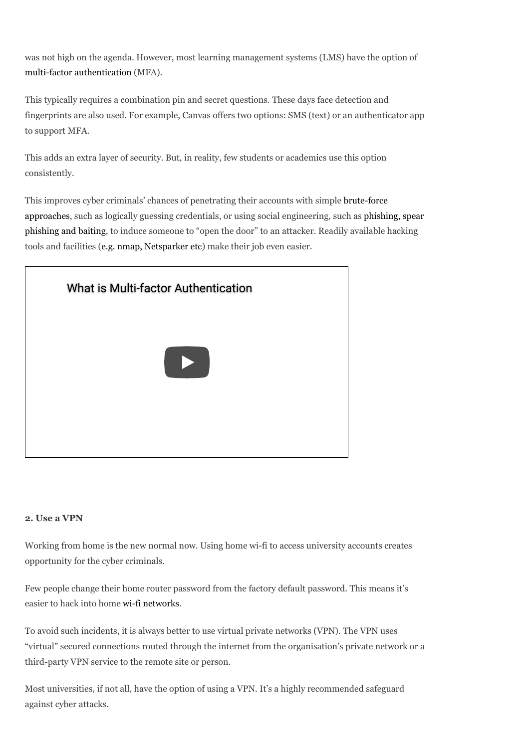was not high on the agenda. However, most learning management systems (LMS) have the option of multi-factor authentication (MFA).

This typically requires a combination pin and secret questions. These days face detection and fingerprints are also used. For example, Canvas offers two options: SMS (text) or an authenticator app to support MFA.

This adds an extra layer of security. But, in reality, few students or academics use this option consistently.

This improves cyber criminals' chances of penetrating their accounts with simple brute-force approaches, such as logically guessing credentials, or using social engineering, such as phishing, spear phishing and baiting, to induce someone to "open the door" to an attacker. Readily available hacking tools and facilities (e.g. nmap, Netsparker etc) make their job even easier.

What is Multi-factor Authentication

**2. Use a VPN**

Working from home is the new normal now. Using home wi-fi to access university accounts creates opportunity for the cyber criminals.

Few people change their home router password from the factory default password. This means it's easier to hack into home wi-fi networks.

To avoid such incidents, it is always better to use virtual private networks (VPN). The VPN uses "virtual" secured connections routed through the internet from the organisation's private network or a third-party VPN service to the remote site or person.

Most universities, if not all, have the option of using a VPN. It's a highly recommended safeguard against cyber attacks.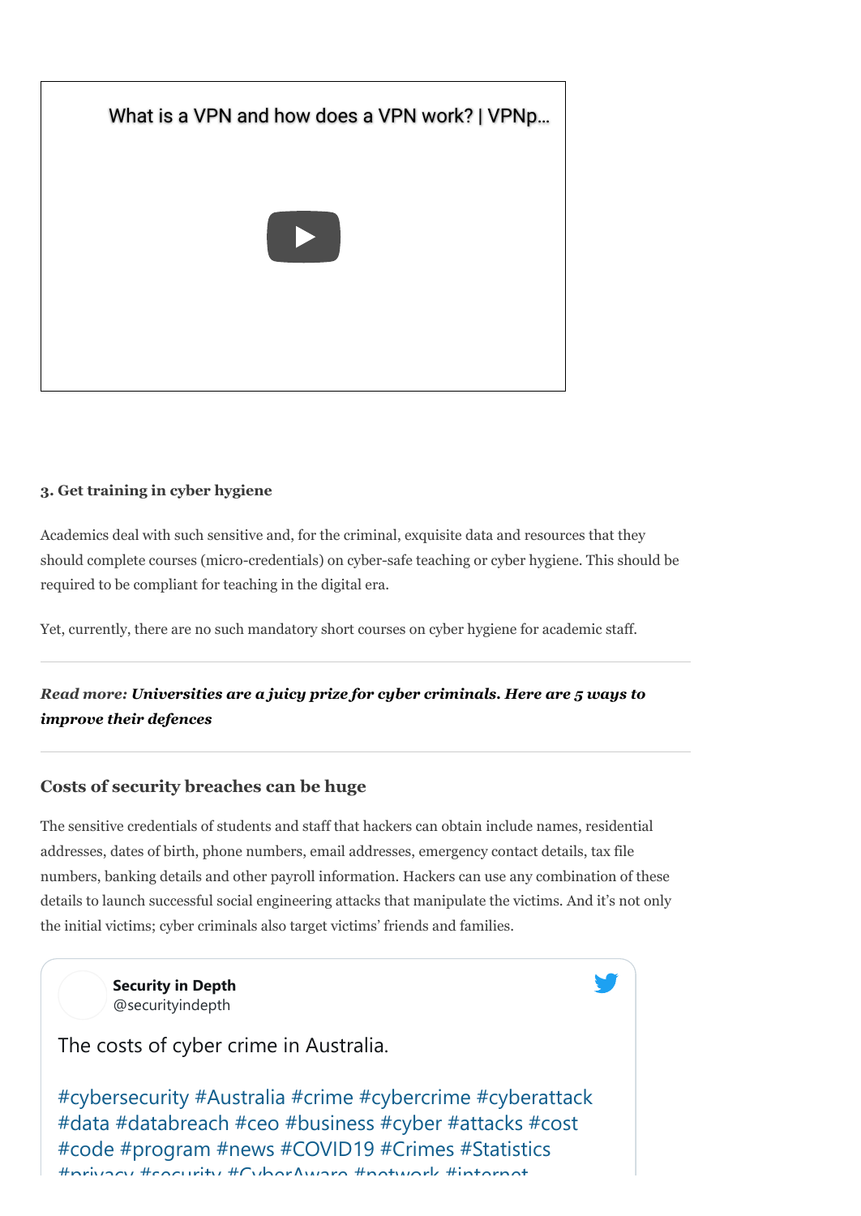What is a VPN and how does a VPN work? | VPNp...

### 3. Get training in cyber hygiene

Academics deal with such sensitive and, for the criminal, exquisite data and resources that they should complete courses (micro-credentials) on cyber-safe teaching or cyber hygiene. This should be required to be compliant for teaching in the digital era.

Yet, currently, there are no such mandatory short courses on cyber hygiene for academic staff.

---

***Read more:* Universities are a juicy prize for cyber criminals. Here are 5 ways to improve their defences**

---

## Costs of security breaches can be huge

The sensitive credentials of students and staff that hackers can obtain include names, residential addresses, dates of birth, phone numbers, email addresses, emergency contact details, tax file numbers, banking details and other payroll information. Hackers can use any combination of these details to launch successful social engineering attacks that manipulate the victims. And it's not only the initial victims; cyber criminals also target victims' friends and families.

**Security in Depth**
@securityindepth

The costs of cyber crime in Australia.

#cybersecurity #Australia #crime #cybercrime #cyberattack #data #databreach #ceo #business #cyber #attacks #cost #code #program #news #COVID19 #Crimes #Statistics #privacy #security #CyberAware #network #internet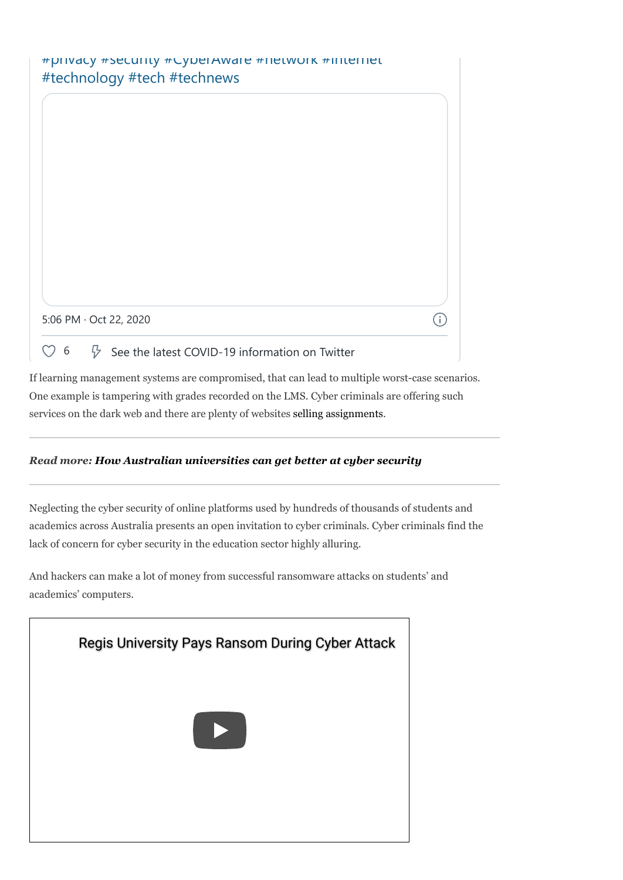#privacy #security #CyberAware #network #internet #technology #tech #technews

5:06 PM · Oct 22, 2020

6 See the latest COVID-19 information on Twitter

If learning management systems are compromised, that can lead to multiple worst-case scenarios. One example is tampering with grades recorded on the LMS. Cyber criminals are offering such services on the dark web and there are plenty of websites selling assignments.

***Read more:* How Australian universities can get better at cyber security**

Neglecting the cyber security of online platforms used by hundreds of thousands of students and academics across Australia presents an open invitation to cyber criminals. Cyber criminals find the lack of concern for cyber security in the education sector highly alluring.

And hackers can make a lot of money from successful ransomware attacks on students' and academics' computers.

Regis University Pays Ransom During Cyber Attack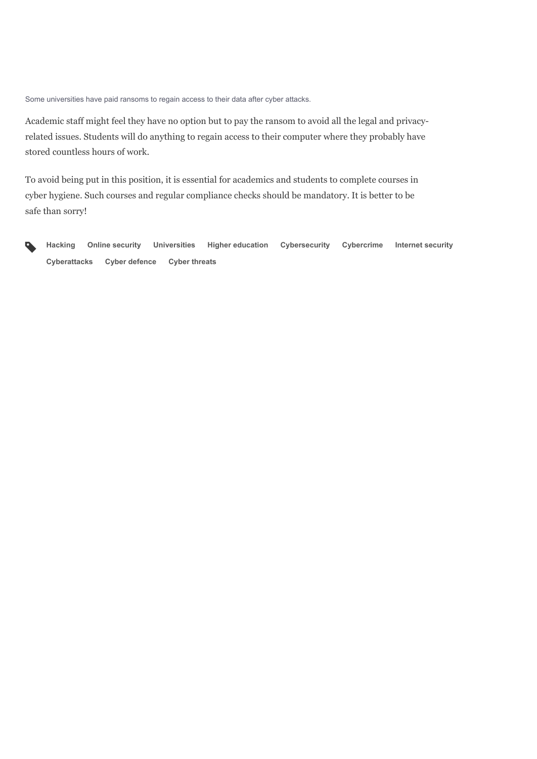Some universities have paid ransoms to regain access to their data after cyber attacks.

Academic staff might feel they have no option but to pay the ransom to avoid all the legal and privacy-related issues. Students will do anything to regain access to their computer where they probably have stored countless hours of work.

To avoid being put in this position, it is essential for academics and students to complete courses in cyber hygiene. Such courses and regular compliance checks should be mandatory. It is better to be safe than sorry!

**Hacking** **Online security** **Universities** **Higher education** **Cybersecurity** **Cybercrime** **Internet security** **Cyberattacks** **Cyber defence** **Cyber threats**